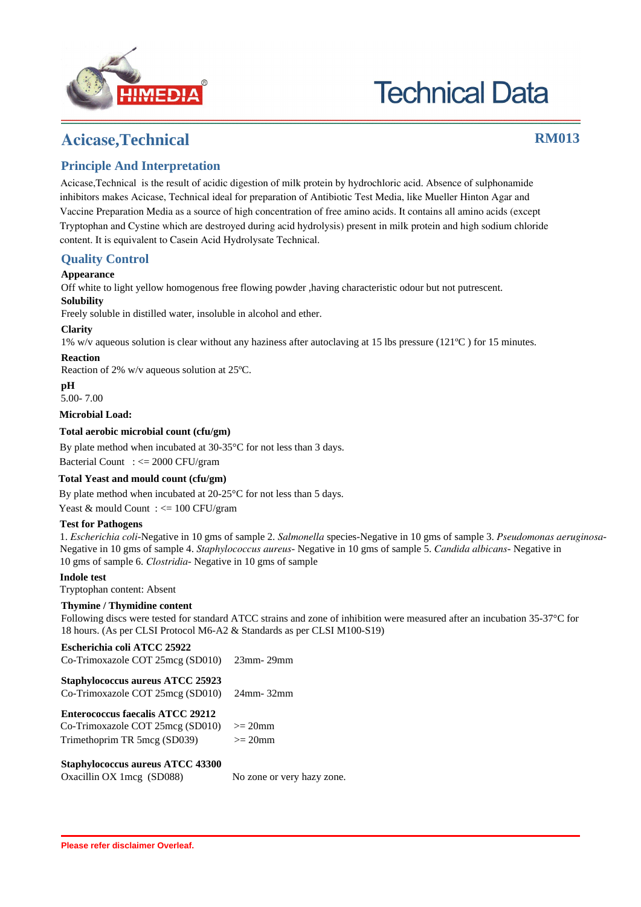# Technical Data

## Acicase,Technical

**RM013**

### Principle And Interpretation

Acicase,Technical is the result of acidic digestion of milk protein by hydrochloric acid. Absence of sulphonamide inhibitors makes Acicase, Technical ideal for preparation of Antibiotic Test Media, like Mueller Hinton Agar and Vaccine Preparation Media as a source of high concentration of free amino acids. It contains all amino acids (except Tryptophan and Cystine which are destroyed during acid hydrolysis) present in milk protein and high sodium chloride content. It is equivalent to Casein Acid Hydrolysate Technical.

### Quality Control

**Appearance**

Off white to light yellow homogenous free flowing powder ,having characteristic odour but not putrescent.

**Solubility**

Freely soluble in distilled water, insoluble in alcohol and ether.

**Clarity**

1% w/v aqueous solution is clear without any haziness after autoclaving at 15 lbs pressure (121ºC ) for 15 minutes.

**Reaction**

Reaction of 2% w/v aqueous solution at 25ºC.

**pH**

5.00- 7.00

**Microbial Load:**

**Total aerobic microbial count (cfu/gm)**

By plate method when incubated at 30-35°C for not less than 3 days.

Bacterial Count : <= 2000 CFU/gram

**Total Yeast and mould count (cfu/gm)**

By plate method when incubated at 20-25°C for not less than 5 days.

Yeast & mould Count : <= 100 CFU/gram

**Test for Pathogens**

1. *Escherichia coli*-Negative in 10 gms of sample 2. *Salmonella* species-Negative in 10 gms of sample 3. *Pseudomonas aeruginosa*-Negative in 10 gms of sample 4. *Staphylococcus aureus*- Negative in 10 gms of sample 5. *Candida albicans*- Negative in 10 gms of sample 6. *Clostridia*- Negative in 10 gms of sample

**Indole test**

Tryptophan content: Absent

**Thymine / Thymidine content**

Following discs were tested for standard ATCC strains and zone of inhibition were measured after an incubation 35-37°C for 18 hours. (As per CLSI Protocol M6-A2 & Standards as per CLSI M100-S19)

**Escherichia coli ATCC 25922**

| | |
|---|---|
| Co-Trimoxazole COT 25mcg (SD010) | 23mm- 29mm |

**Staphylococcus aureus ATCC 25923**

| | |
|---|---|
| Co-Trimoxazole COT 25mcg (SD010) | 24mm- 32mm |

**Enterococcus faecalis ATCC 29212**

| | |
|---|---|
| Co-Trimoxazole COT 25mcg (SD010) | >= 20mm |
| Trimethoprim TR 5mcg (SD039) | >= 20mm |

**Staphylococcus aureus ATCC 43300**

| | |
|---|---|
| Oxacillin OX 1mcg (SD088) | No zone or very hazy zone. |

**Please refer disclaimer Overleaf.**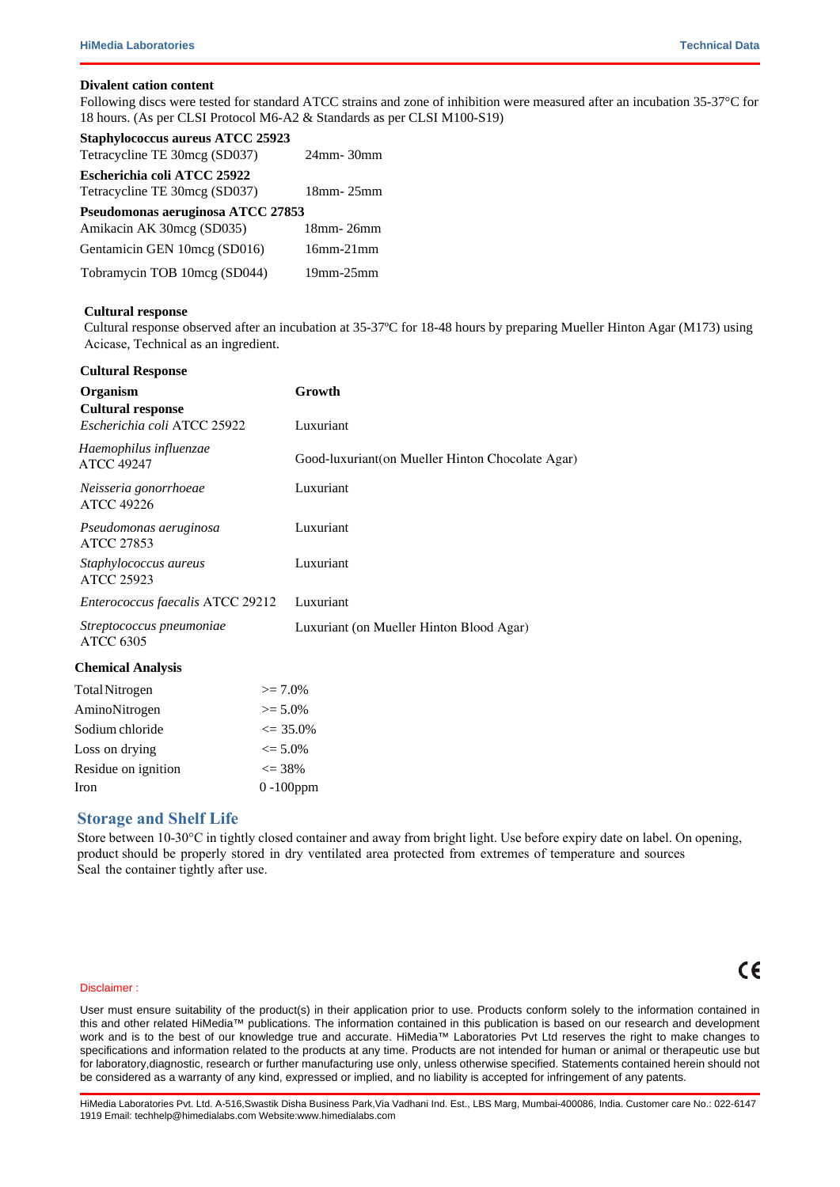**Divalent cation content**

Following discs were tested for standard ATCC strains and zone of inhibition were measured after an incubation 35-37°C for 18 hours. (As per CLSI Protocol M6-A2 & Standards as per CLSI M100-S19)

| | |
|---|---|
| **Staphylococcus aureus ATCC 25923** | |
| Tetracycline TE 30mcg (SD037) | 24mm- 30mm |
| **Escherichia coli ATCC 25922** | |
| Tetracycline TE 30mcg (SD037) | 18mm- 25mm |
| **Pseudomonas aeruginosa ATCC 27853** | |
| Amikacin AK 30mcg (SD035) | 18mm- 26mm |
| Gentamicin GEN 10mcg (SD016) | 16mm-21mm |
| Tobramycin TOB 10mcg (SD044) | 19mm-25mm |

**Cultural response**

Cultural response observed after an incubation at 35-37ºC for 18-48 hours by preparing Mueller Hinton Agar (M173) using Acicase, Technical as an ingredient.

**Cultural Response**

| Organism | Growth |
|---|---|
| **Cultural response** | |
| *Escherichia coli* ATCC 25922 | Luxuriant |
| *Haemophilus influenzae* ATCC 49247 | Good-luxuriant(on Mueller Hinton Chocolate Agar) |
| *Neisseria gonorrhoeae* ATCC 49226 | Luxuriant |
| *Pseudomonas aeruginosa* ATCC 27853 | Luxuriant |
| *Staphylococcus aureus* ATCC 25923 | Luxuriant |
| *Enterococcus faecalis* ATCC 29212 | Luxuriant |
| *Streptococcus pneumoniae* ATCC 6305 | Luxuriant (on Mueller Hinton Blood Agar) |

**Chemical Analysis**

| | |
|---|---|
| Total Nitrogen | >= 7.0% |
| AminoNitrogen | >= 5.0% |
| Sodium chloride | <= 35.0% |
| Loss on drying | <= 5.0% |
| Residue on ignition | <= 38% |
| Iron | 0 -100ppm |

## Storage and Shelf Life

Store between 10-30°C in tightly closed container and away from bright light. Use before expiry date on label. On opening, product should be properly stored in dry ventilated area protected from extremes of temperature and sources
Seal the container tightly after use.

CE

Disclaimer :

User must ensure suitability of the product(s) in their application prior to use. Products conform solely to the information contained in this and other related HiMedia™ publications. The information contained in this publication is based on our research and development work and is to the best of our knowledge true and accurate. HiMedia™ Laboratories Pvt Ltd reserves the right to make changes to specifications and information related to the products at any time. Products are not intended for human or animal or therapeutic use but for laboratory,diagnostic, research or further manufacturing use only, unless otherwise specified. Statements contained herein should not be considered as a warranty of any kind, expressed or implied, and no liability is accepted for infringement of any patents.

HiMedia Laboratories Pvt. Ltd. A-516,Swastik Disha Business Park,Via Vadhani Ind. Est., LBS Marg, Mumbai-400086, India. Customer care No.: 022-6147 1919 Email: techhelp@himedialabs.com Website:www.himedialabs.com